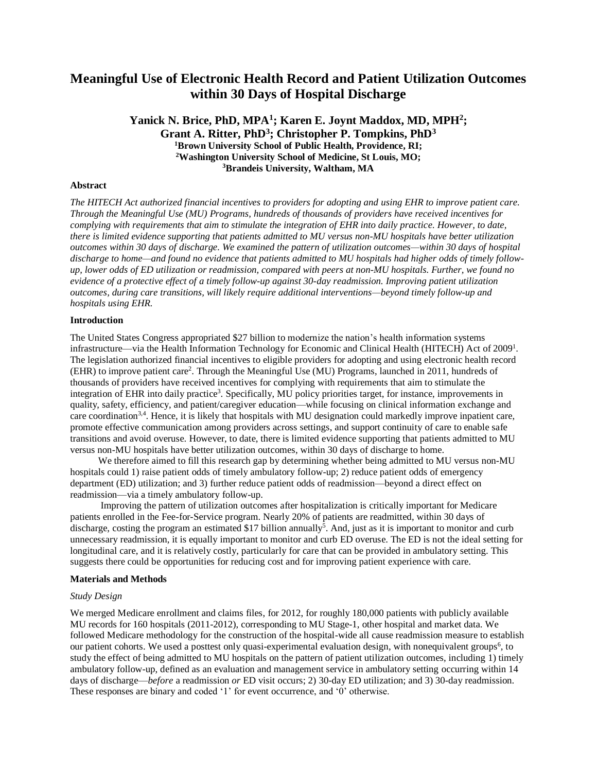# Meaningful Use of Electronic Health Record and Patient Utilization Outcomes within 30 Days of Hospital Discharge

**Yanick N. Brice, PhD, MPA[1]; Karen E. Joynt Maddox, MD, MPH[2]; Grant A. Ritter, PhD[3]; Christopher P. Tompkins, PhD[3]**

**[1]Brown University School of Public Health, Providence, RI;**
**[2]Washington University School of Medicine, St Louis, MO;**
**[3]Brandeis University, Waltham, MA**

## Abstract

*The HITECH Act authorized financial incentives to providers for adopting and using EHR to improve patient care. Through the Meaningful Use (MU) Programs, hundreds of thousands of providers have received incentives for complying with requirements that aim to stimulate the integration of EHR into daily practice. However, to date, there is limited evidence supporting that patients admitted to MU versus non-MU hospitals have better utilization outcomes within 30 days of discharge. We examined the pattern of utilization outcomes—within 30 days of hospital discharge to home—and found no evidence that patients admitted to MU hospitals had higher odds of timely follow-up, lower odds of ED utilization or readmission, compared with peers at non-MU hospitals. Further, we found no evidence of a protective effect of a timely follow-up against 30-day readmission. Improving patient utilization outcomes, during care transitions, will likely require additional interventions—beyond timely follow-up and hospitals using EHR.*

## Introduction

The United States Congress appropriated $27 billion to modernize the nation's health information systems infrastructure—via the Health Information Technology for Economic and Clinical Health (HITECH) Act of 2009[1]. The legislation authorized financial incentives to eligible providers for adopting and using electronic health record (EHR) to improve patient care[2]. Through the Meaningful Use (MU) Programs, launched in 2011, hundreds of thousands of providers have received incentives for complying with requirements that aim to stimulate the integration of EHR into daily practice[3]. Specifically, MU policy priorities target, for instance, improvements in quality, safety, efficiency, and patient/caregiver education—while focusing on clinical information exchange and care coordination[3,4]. Hence, it is likely that hospitals with MU designation could markedly improve inpatient care, promote effective communication among providers across settings, and support continuity of care to enable safe transitions and avoid overuse. However, to date, there is limited evidence supporting that patients admitted to MU versus non-MU hospitals have better utilization outcomes, within 30 days of discharge to home.

We therefore aimed to fill this research gap by determining whether being admitted to MU versus non-MU hospitals could 1) raise patient odds of timely ambulatory follow-up; 2) reduce patient odds of emergency department (ED) utilization; and 3) further reduce patient odds of readmission—beyond a direct effect on readmission—via a timely ambulatory follow-up.

Improving the pattern of utilization outcomes after hospitalization is critically important for Medicare patients enrolled in the Fee-for-Service program. Nearly 20% of patients are readmitted, within 30 days of discharge, costing the program an estimated $17 billion annually[5]. And, just as it is important to monitor and curb unnecessary readmission, it is equally important to monitor and curb ED overuse. The ED is not the ideal setting for longitudinal care, and it is relatively costly, particularly for care that can be provided in ambulatory setting. This suggests there could be opportunities for reducing cost and for improving patient experience with care.

## Materials and Methods

### *Study Design*

We merged Medicare enrollment and claims files, for 2012, for roughly 180,000 patients with publicly available MU records for 160 hospitals (2011-2012), corresponding to MU Stage-1, other hospital and market data. We followed Medicare methodology for the construction of the hospital-wide all cause readmission measure to establish our patient cohorts. We used a posttest only quasi-experimental evaluation design, with nonequivalent groups[6], to study the effect of being admitted to MU hospitals on the pattern of patient utilization outcomes, including 1) timely ambulatory follow-up, defined as an evaluation and management service in ambulatory setting occurring within 14 days of discharge—*before* a readmission *or* ED visit occurs; 2) 30-day ED utilization; and 3) 30-day readmission. These responses are binary and coded '1' for event occurrence, and '0' otherwise.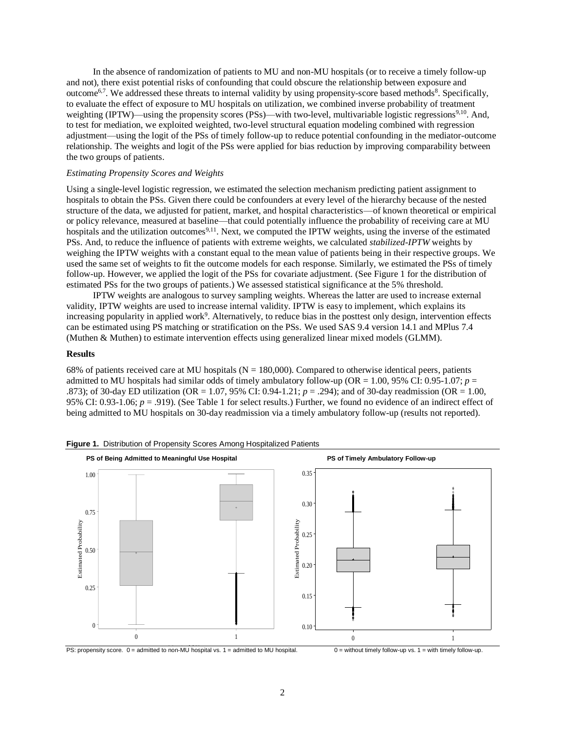In the absence of randomization of patients to MU and non-MU hospitals (or to receive a timely follow-up and not), there exist potential risks of confounding that could obscure the relationship between exposure and outcome[6,7]. We addressed these threats to internal validity by using propensity-score based methods[8]. Specifically, to evaluate the effect of exposure to MU hospitals on utilization, we combined inverse probability of treatment weighting (IPTW)—using the propensity scores (PSs)—with two-level, multivariable logistic regressions[9,10]. And, to test for mediation, we exploited weighted, two-level structural equation modeling combined with regression adjustment—using the logit of the PSs of timely follow-up to reduce potential confounding in the mediator-outcome relationship. The weights and logit of the PSs were applied for bias reduction by improving comparability between the two groups of patients.

*Estimating Propensity Scores and Weights*

Using a single-level logistic regression, we estimated the selection mechanism predicting patient assignment to hospitals to obtain the PSs. Given there could be confounders at every level of the hierarchy because of the nested structure of the data, we adjusted for patient, market, and hospital characteristics—of known theoretical or empirical or policy relevance, measured at baseline—that could potentially influence the probability of receiving care at MU hospitals and the utilization outcomes[9,11]. Next, we computed the IPTW weights, using the inverse of the estimated PSs. And, to reduce the influence of patients with extreme weights, we calculated *stabilized-IPTW* weights by weighing the IPTW weights with a constant equal to the mean value of patients being in their respective groups. We used the same set of weights to fit the outcome models for each response. Similarly, we estimated the PSs of timely follow-up. However, we applied the logit of the PSs for covariate adjustment. (See Figure 1 for the distribution of estimated PSs for the two groups of patients.) We assessed statistical significance at the 5% threshold.

IPTW weights are analogous to survey sampling weights. Whereas the latter are used to increase external validity, IPTW weights are used to increase internal validity. IPTW is easy to implement, which explains its increasing popularity in applied work[9]. Alternatively, to reduce bias in the posttest only design, intervention effects can be estimated using PS matching or stratification on the PSs. We used SAS 9.4 version 14.1 and MPlus 7.4 (Muthen & Muthen) to estimate intervention effects using generalized linear mixed models (GLMM).

**Results**

68% of patients received care at MU hospitals (N = 180,000). Compared to otherwise identical peers, patients admitted to MU hospitals had similar odds of timely ambulatory follow-up (OR = 1.00, 95% CI: 0.95-1.07; $p$ = .873); of 30-day ED utilization (OR = 1.07, 95% CI: 0.94-1.21; $p$ = .294); and of 30-day readmission (OR = 1.00, 95% CI: 0.93-1.06; $p$ = .919). (See Table 1 for select results.) Further, we found no evidence of an indirect effect of being admitted to MU hospitals on 30-day readmission via a timely ambulatory follow-up (results not reported).

**Figure 1.** Distribution of Propensity Scores Among Hospitalized Patients

PS: propensity score. 0 = admitted to non-MU hospital vs. 1 = admitted to MU hospital. 0 = without timely follow-up vs. 1 = with timely follow-up.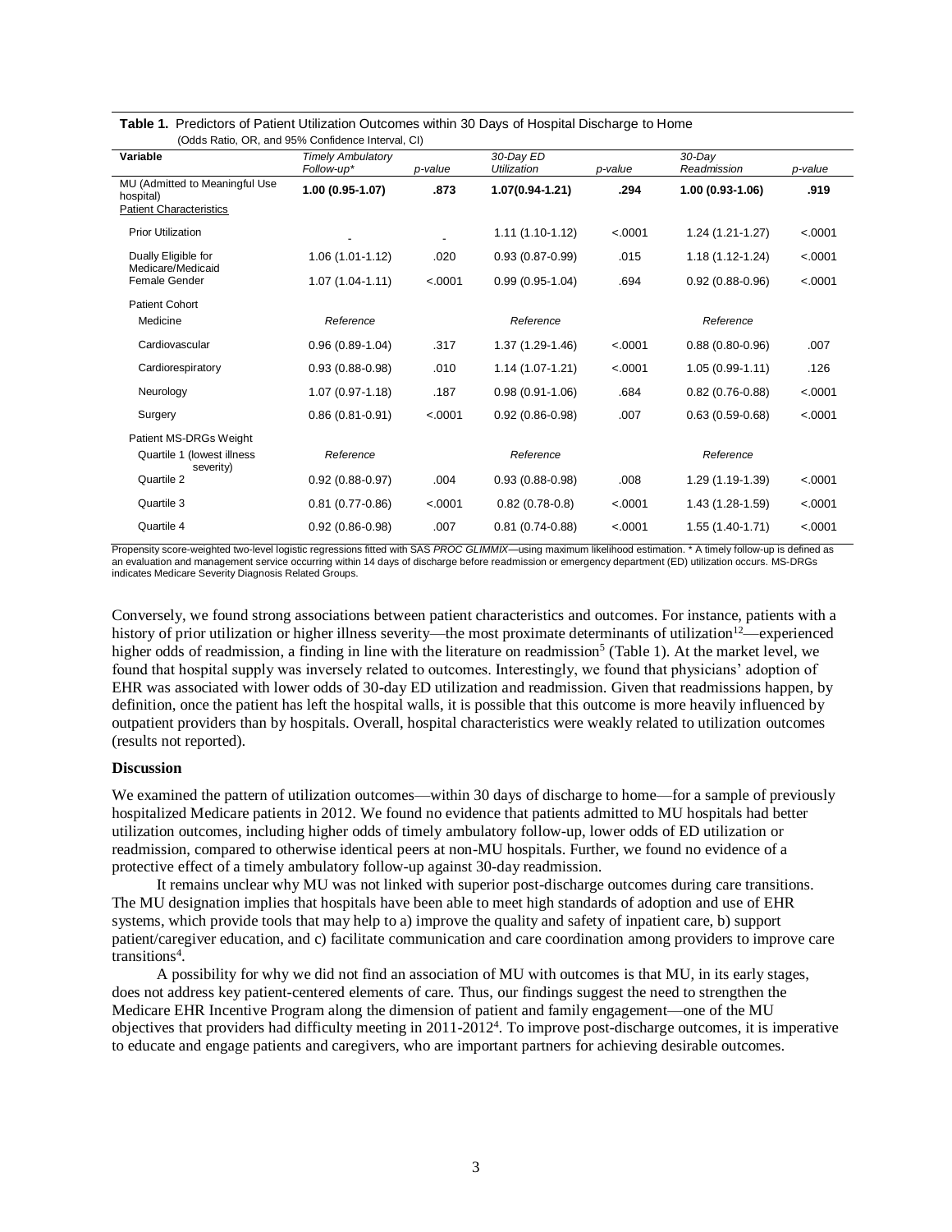**Table 1.** Predictors of Patient Utilization Outcomes within 30 Days of Hospital Discharge to Home
(Odds Ratio, OR, and 95% Confidence Interval, CI)

| Variable | *Timely Ambulatory Follow-up** | *p-value* | *30-Day ED Utilization* | *p-value* | *30-Day Readmission* | *p-value* |
|---|---|---|---|---|---|---|
| MU (Admitted to Meaningful Use hospital) | **1.00 (0.95-1.07)** | **.873** | **1.07(0.94-1.21)** | **.294** | **1.00 (0.93-1.06)** | **.919** |
| Patient Characteristics | | | | | | |
| Prior Utilization | - | - | 1.11 (1.10-1.12) | <.0001 | 1.24 (1.21-1.27) | <.0001 |
| Dually Eligible for Medicare/Medicaid | 1.06 (1.01-1.12) | .020 | 0.93 (0.87-0.99) | .015 | 1.18 (1.12-1.24) | <.0001 |
| Female Gender | 1.07 (1.04-1.11) | <.0001 | 0.99 (0.95-1.04) | .694 | 0.92 (0.88-0.96) | <.0001 |
| Patient Cohort | | | | | | |
| Medicine | *Reference* | | *Reference* | | *Reference* | |
| Cardiovascular | 0.96 (0.89-1.04) | .317 | 1.37 (1.29-1.46) | <.0001 | 0.88 (0.80-0.96) | .007 |
| Cardiorespiratory | 0.93 (0.88-0.98) | .010 | 1.14 (1.07-1.21) | <.0001 | 1.05 (0.99-1.11) | .126 |
| Neurology | 1.07 (0.97-1.18) | .187 | 0.98 (0.91-1.06) | .684 | 0.82 (0.76-0.88) | <.0001 |
| Surgery | 0.86 (0.81-0.91) | <.0001 | 0.92 (0.86-0.98) | .007 | 0.63 (0.59-0.68) | <.0001 |
| Patient MS-DRGs Weight | | | | | | |
| Quartile 1 (lowest illness severity) | *Reference* | | *Reference* | | *Reference* | |
| Quartile 2 | 0.92 (0.88-0.97) | .004 | 0.93 (0.88-0.98) | .008 | 1.29 (1.19-1.39) | <.0001 |
| Quartile 3 | 0.81 (0.77-0.86) | <.0001 | 0.82 (0.78-0.8) | <.0001 | 1.43 (1.28-1.59) | <.0001 |
| Quartile 4 | 0.92 (0.86-0.98) | .007 | 0.81 (0.74-0.88) | <.0001 | 1.55 (1.40-1.71) | <.0001 |

Propensity score-weighted two-level logistic regressions fitted with SAS *PROC GLIMMIX*—using maximum likelihood estimation. * A timely follow-up is defined as an evaluation and management service occurring within 14 days of discharge before readmission or emergency department (ED) utilization occurs. MS-DRGs indicates Medicare Severity Diagnosis Related Groups.

Conversely, we found strong associations between patient characteristics and outcomes. For instance, patients with a history of prior utilization or higher illness severity—the most proximate determinants of utilization[12]—experienced higher odds of readmission, a finding in line with the literature on readmission[5] (Table 1). At the market level, we found that hospital supply was inversely related to outcomes. Interestingly, we found that physicians' adoption of EHR was associated with lower odds of 30-day ED utilization and readmission. Given that readmissions happen, by definition, once the patient has left the hospital walls, it is possible that this outcome is more heavily influenced by outpatient providers than by hospitals. Overall, hospital characteristics were weakly related to utilization outcomes (results not reported).

**Discussion**

We examined the pattern of utilization outcomes—within 30 days of discharge to home—for a sample of previously hospitalized Medicare patients in 2012. We found no evidence that patients admitted to MU hospitals had better utilization outcomes, including higher odds of timely ambulatory follow-up, lower odds of ED utilization or readmission, compared to otherwise identical peers at non-MU hospitals. Further, we found no evidence of a protective effect of a timely ambulatory follow-up against 30-day readmission.

It remains unclear why MU was not linked with superior post-discharge outcomes during care transitions. The MU designation implies that hospitals have been able to meet high standards of adoption and use of EHR systems, which provide tools that may help to a) improve the quality and safety of inpatient care, b) support patient/caregiver education, and c) facilitate communication and care coordination among providers to improve care transitions[4].

A possibility for why we did not find an association of MU with outcomes is that MU, in its early stages, does not address key patient-centered elements of care. Thus, our findings suggest the need to strengthen the Medicare EHR Incentive Program along the dimension of patient and family engagement—one of the MU objectives that providers had difficulty meeting in 2011-2012[4]. To improve post-discharge outcomes, it is imperative to educate and engage patients and caregivers, who are important partners for achieving desirable outcomes.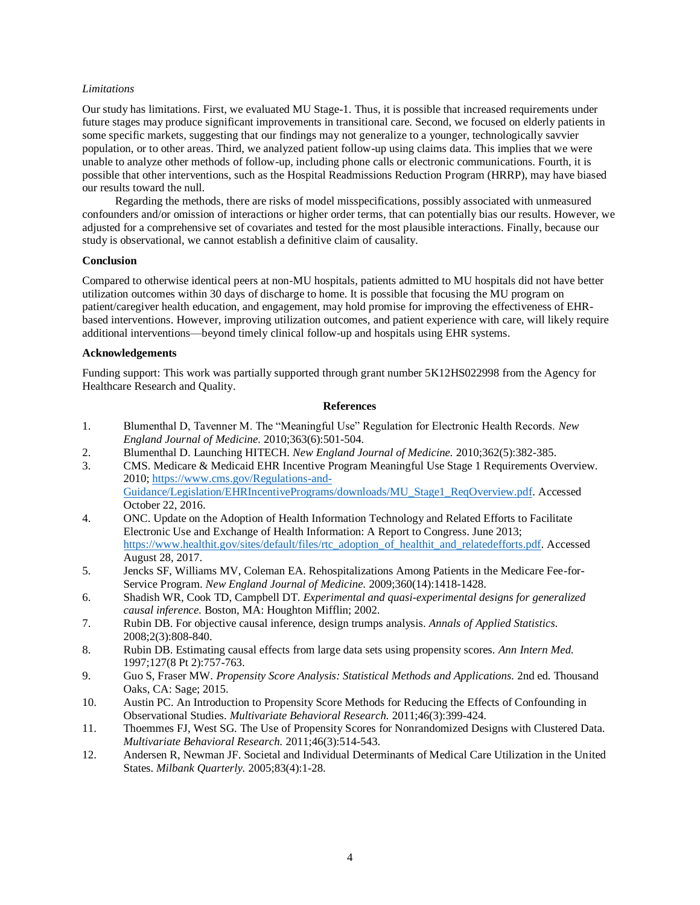*Limitations*

Our study has limitations. First, we evaluated MU Stage-1. Thus, it is possible that increased requirements under future stages may produce significant improvements in transitional care. Second, we focused on elderly patients in some specific markets, suggesting that our findings may not generalize to a younger, technologically savvier population, or to other areas. Third, we analyzed patient follow-up using claims data. This implies that we were unable to analyze other methods of follow-up, including phone calls or electronic communications. Fourth, it is possible that other interventions, such as the Hospital Readmissions Reduction Program (HRRP), may have biased our results toward the null.

Regarding the methods, there are risks of model misspecifications, possibly associated with unmeasured confounders and/or omission of interactions or higher order terms, that can potentially bias our results. However, we adjusted for a comprehensive set of covariates and tested for the most plausible interactions. Finally, because our study is observational, we cannot establish a definitive claim of causality.

**Conclusion**

Compared to otherwise identical peers at non-MU hospitals, patients admitted to MU hospitals did not have better utilization outcomes within 30 days of discharge to home. It is possible that focusing the MU program on patient/caregiver health education, and engagement, may hold promise for improving the effectiveness of EHR-based interventions. However, improving utilization outcomes, and patient experience with care, will likely require additional interventions—beyond timely clinical follow-up and hospitals using EHR systems.

**Acknowledgements**

Funding support: This work was partially supported through grant number 5K12HS022998 from the Agency for Healthcare Research and Quality.

**References**

1. Blumenthal D, Tavenner M. The "Meaningful Use" Regulation for Electronic Health Records. *New England Journal of Medicine.* 2010;363(6):501-504.
2. Blumenthal D. Launching HITECH. *New England Journal of Medicine.* 2010;362(5):382-385.
3. CMS. Medicare & Medicaid EHR Incentive Program Meaningful Use Stage 1 Requirements Overview. 2010; https://www.cms.gov/Regulations-and-Guidance/Legislation/EHRIncentivePrograms/downloads/MU_Stage1_ReqOverview.pdf. Accessed October 22, 2016.
4. ONC. Update on the Adoption of Health Information Technology and Related Efforts to Facilitate Electronic Use and Exchange of Health Information: A Report to Congress. June 2013; https://www.healthit.gov/sites/default/files/rtc_adoption_of_healthit_and_relatedefforts.pdf. Accessed August 28, 2017.
5. Jencks SF, Williams MV, Coleman EA. Rehospitalizations Among Patients in the Medicare Fee-for-Service Program. *New England Journal of Medicine.* 2009;360(14):1418-1428.
6. Shadish WR, Cook TD, Campbell DT. *Experimental and quasi-experimental designs for generalized causal inference.* Boston, MA: Houghton Mifflin; 2002.
7. Rubin DB. For objective causal inference, design trumps analysis. *Annals of Applied Statistics.* 2008;2(3):808-840.
8. Rubin DB. Estimating causal effects from large data sets using propensity scores. *Ann Intern Med.* 1997;127(8 Pt 2):757-763.
9. Guo S, Fraser MW. *Propensity Score Analysis: Statistical Methods and Applications.* 2nd ed. Thousand Oaks, CA: Sage; 2015.
10. Austin PC. An Introduction to Propensity Score Methods for Reducing the Effects of Confounding in Observational Studies. *Multivariate Behavioral Research.* 2011;46(3):399-424.
11. Thoemmes FJ, West SG. The Use of Propensity Scores for Nonrandomized Designs with Clustered Data. *Multivariate Behavioral Research.* 2011;46(3):514-543.
12. Andersen R, Newman JF. Societal and Individual Determinants of Medical Care Utilization in the United States. *Milbank Quarterly.* 2005;83(4):1-28.